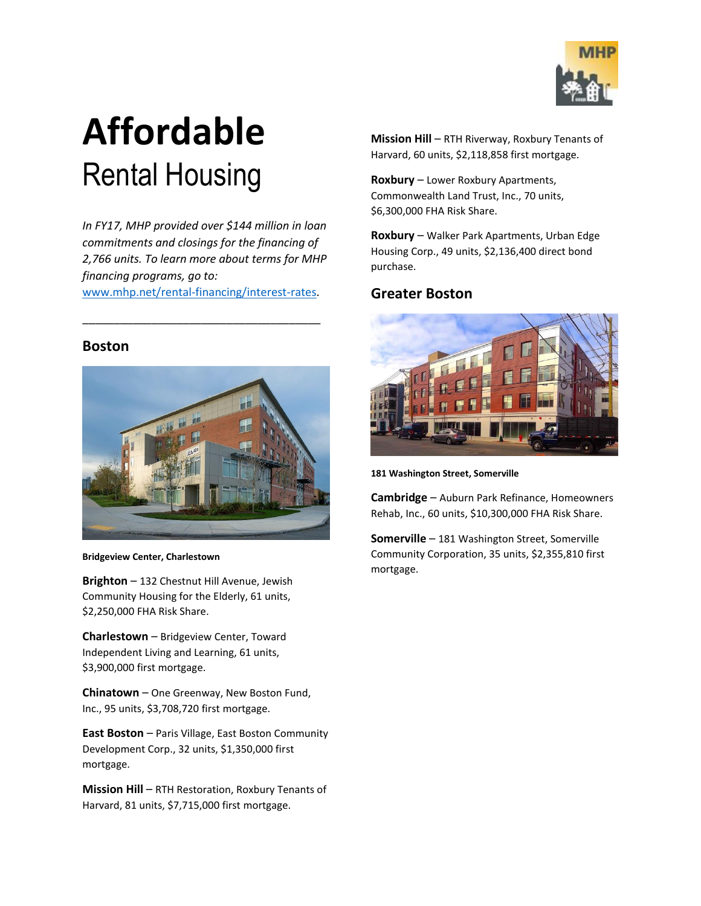# **Affordable** Rental Housing

*In FY17, MHP provided over $144 million in loan commitments and closings for the financing of 2,766 units. To learn more about terms for MHP financing programs, go to: [www.mhp.net/rental-financing/interest-rates](www.mhp.net/rental-financing/interest-rates).*

---

## Boston

**Bridgeview Center, Charlestown**

**Brighton** – 132 Chestnut Hill Avenue, Jewish Community Housing for the Elderly, 61 units, $2,250,000 FHA Risk Share.

**Charlestown** – Bridgeview Center, Toward Independent Living and Learning, 61 units, $3,900,000 first mortgage.

**Chinatown** – One Greenway, New Boston Fund, Inc., 95 units, $3,708,720 first mortgage.

**East Boston** – Paris Village, East Boston Community Development Corp., 32 units, $1,350,000 first mortgage.

**Mission Hill** – RTH Restoration, Roxbury Tenants of Harvard, 81 units, $7,715,000 first mortgage.

**Mission Hill** – RTH Riverway, Roxbury Tenants of Harvard, 60 units, $2,118,858 first mortgage.

**Roxbury** – Lower Roxbury Apartments, Commonwealth Land Trust, Inc., 70 units, $6,300,000 FHA Risk Share.

**Roxbury** – Walker Park Apartments, Urban Edge Housing Corp., 49 units, $2,136,400 direct bond purchase.

## Greater Boston

**181 Washington Street, Somerville**

**Cambridge** – Auburn Park Refinance, Homeowners Rehab, Inc., 60 units, $10,300,000 FHA Risk Share.

**Somerville** – 181 Washington Street, Somerville Community Corporation, 35 units, $2,355,810 first mortgage.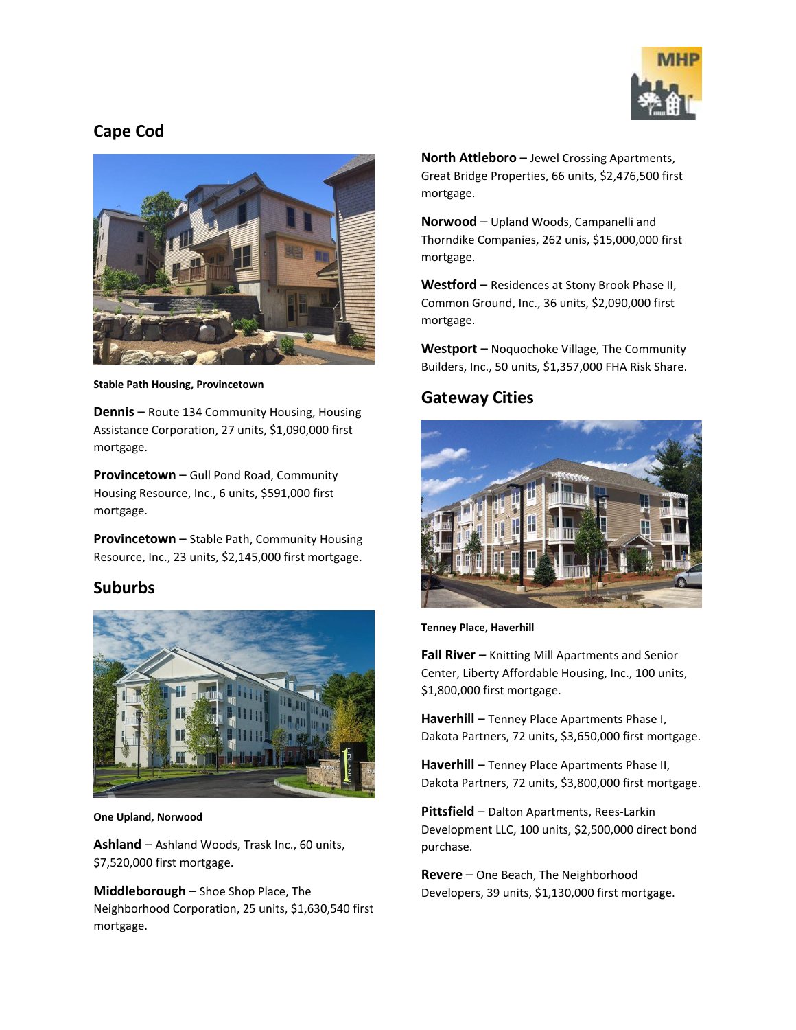## Cape Cod

Stable Path Housing, Provincetown

**Dennis** – Route 134 Community Housing, Housing Assistance Corporation, 27 units, $1,090,000 first mortgage.

**Provincetown** – Gull Pond Road, Community Housing Resource, Inc., 6 units, $591,000 first mortgage.

**Provincetown** – Stable Path, Community Housing Resource, Inc., 23 units, $2,145,000 first mortgage.

## Suburbs

One Upland, Norwood

**Ashland** – Ashland Woods, Trask Inc., 60 units, $7,520,000 first mortgage.

**Middleborough** – Shoe Shop Place, The Neighborhood Corporation, 25 units, $1,630,540 first mortgage.

**North Attleboro** – Jewel Crossing Apartments, Great Bridge Properties, 66 units, $2,476,500 first mortgage.

**Norwood** – Upland Woods, Campanelli and Thorndike Companies, 262 unis, $15,000,000 first mortgage.

**Westford** – Residences at Stony Brook Phase II, Common Ground, Inc., 36 units, $2,090,000 first mortgage.

**Westport** – Noquochoke Village, The Community Builders, Inc., 50 units, $1,357,000 FHA Risk Share.

## Gateway Cities

Tenney Place, Haverhill

**Fall River** – Knitting Mill Apartments and Senior Center, Liberty Affordable Housing, Inc., 100 units, $1,800,000 first mortgage.

**Haverhill** – Tenney Place Apartments Phase I, Dakota Partners, 72 units, $3,650,000 first mortgage.

**Haverhill** – Tenney Place Apartments Phase II, Dakota Partners, 72 units, $3,800,000 first mortgage.

**Pittsfield** – Dalton Apartments, Rees-Larkin Development LLC, 100 units, $2,500,000 direct bond purchase.

**Revere** – One Beach, The Neighborhood Developers, 39 units, $1,130,000 first mortgage.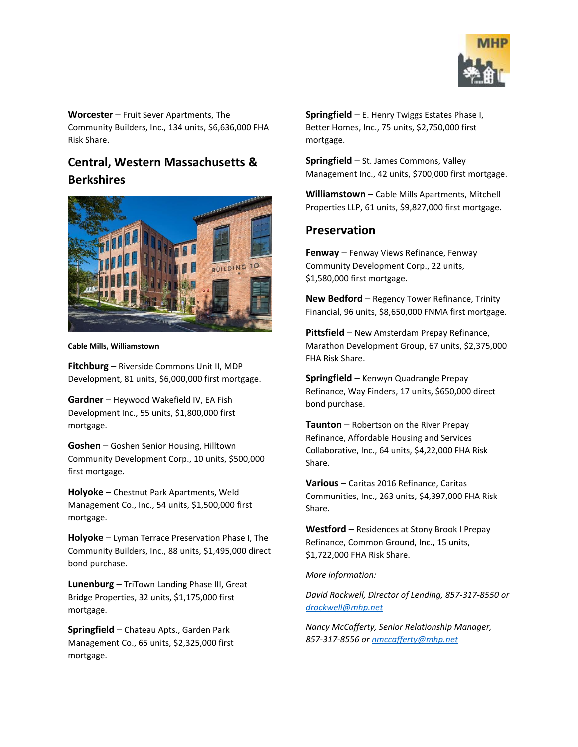**Worcester** – Fruit Sever Apartments, The Community Builders, Inc., 134 units, $6,636,000 FHA Risk Share.

## Central, Western Massachusetts & Berkshires

**Cable Mills, Williamstown**

**Fitchburg** – Riverside Commons Unit II, MDP Development, 81 units, $6,000,000 first mortgage.

**Gardner** – Heywood Wakefield IV, EA Fish Development Inc., 55 units, $1,800,000 first mortgage.

**Goshen** – Goshen Senior Housing, Hilltown Community Development Corp., 10 units, $500,000 first mortgage.

**Holyoke** – Chestnut Park Apartments, Weld Management Co., Inc., 54 units, $1,500,000 first mortgage.

**Holyoke** – Lyman Terrace Preservation Phase I, The Community Builders, Inc., 88 units, $1,495,000 direct bond purchase.

**Lunenburg** – TriTown Landing Phase III, Great Bridge Properties, 32 units, $1,175,000 first mortgage.

**Springfield** – Chateau Apts., Garden Park Management Co., 65 units, $2,325,000 first mortgage.

**Springfield** – E. Henry Twiggs Estates Phase I, Better Homes, Inc., 75 units, $2,750,000 first mortgage.

**Springfield** – St. James Commons, Valley Management Inc., 42 units, $700,000 first mortgage.

**Williamstown** – Cable Mills Apartments, Mitchell Properties LLP, 61 units, $9,827,000 first mortgage.

## Preservation

**Fenway** – Fenway Views Refinance, Fenway Community Development Corp., 22 units, $1,580,000 first mortgage.

**New Bedford** – Regency Tower Refinance, Trinity Financial, 96 units, $8,650,000 FNMA first mortgage.

**Pittsfield** – New Amsterdam Prepay Refinance, Marathon Development Group, 67 units, $2,375,000 FHA Risk Share.

**Springfield** – Kenwyn Quadrangle Prepay Refinance, Way Finders, 17 units, $650,000 direct bond purchase.

**Taunton** – Robertson on the River Prepay Refinance, Affordable Housing and Services Collaborative, Inc., 64 units, $4,22,000 FHA Risk Share.

**Various** – Caritas 2016 Refinance, Caritas Communities, Inc., 263 units, $4,397,000 FHA Risk Share.

**Westford** – Residences at Stony Brook I Prepay Refinance, Common Ground, Inc., 15 units, $1,722,000 FHA Risk Share.

*More information:*

*David Rockwell, Director of Lending, 857-317-8550 or [drockwell@mhp.net](mailto:drockwell@mhp.net)*

*Nancy McCafferty, Senior Relationship Manager, 857-317-8556 or [nmccafferty@mhp.net](mailto:nmccafferty@mhp.net)*